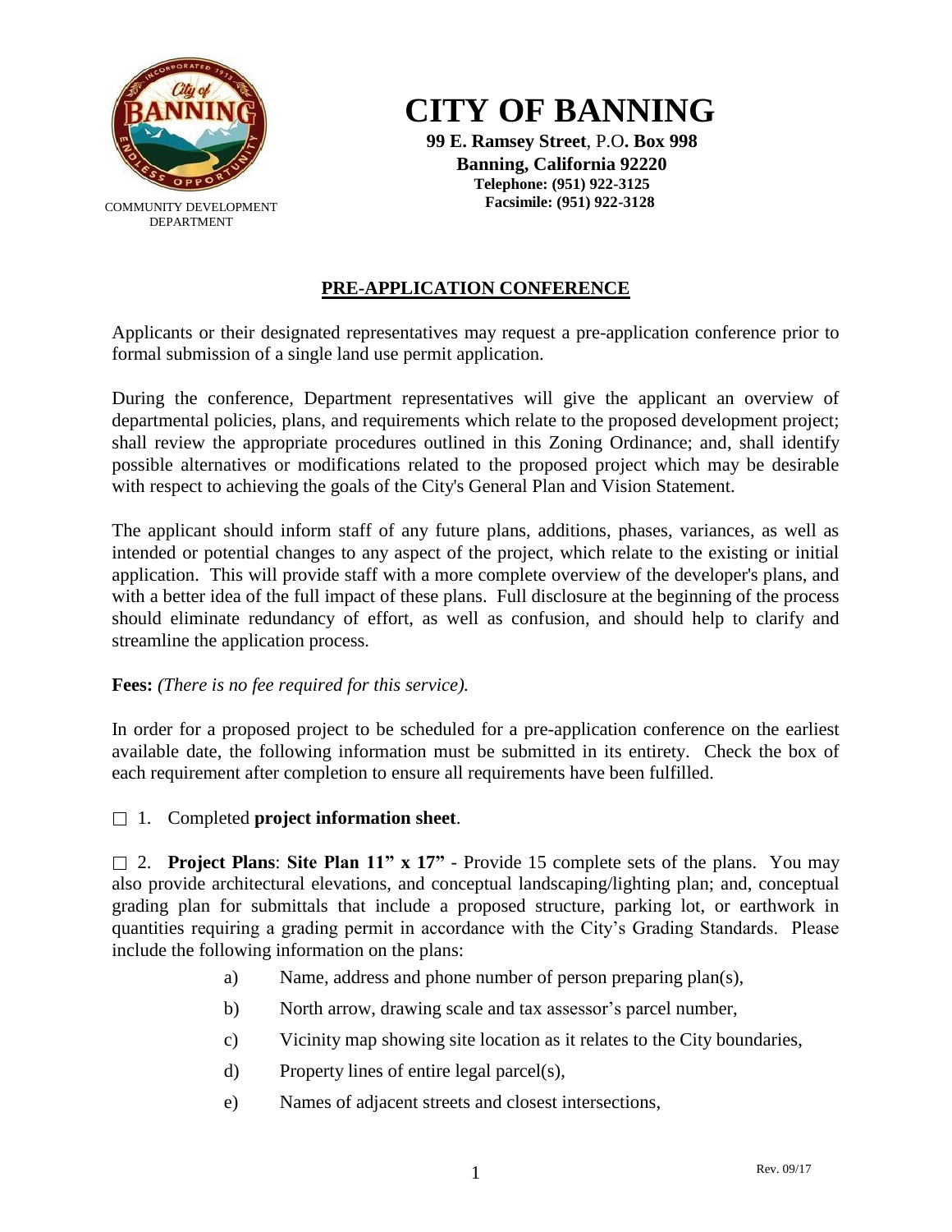COMMUNITY DEVELOPMENT DEPARTMENT

# CITY OF BANNING

**99 E. Ramsey Street**, P.O**. Box 998**
**Banning, California 92220**
**Telephone: (951) 922-3125**
**Facsimile: (951) 922-3128**

## PRE-APPLICATION CONFERENCE

Applicants or their designated representatives may request a pre-application conference prior to formal submission of a single land use permit application.

During the conference, Department representatives will give the applicant an overview of departmental policies, plans, and requirements which relate to the proposed development project; shall review the appropriate procedures outlined in this Zoning Ordinance; and, shall identify possible alternatives or modifications related to the proposed project which may be desirable with respect to achieving the goals of the City's General Plan and Vision Statement.

The applicant should inform staff of any future plans, additions, phases, variances, as well as intended or potential changes to any aspect of the project, which relate to the existing or initial application. This will provide staff with a more complete overview of the developer's plans, and with a better idea of the full impact of these plans. Full disclosure at the beginning of the process should eliminate redundancy of effort, as well as confusion, and should help to clarify and streamline the application process.

**Fees:** *(There is no fee required for this service).*

In order for a proposed project to be scheduled for a pre-application conference on the earliest available date, the following information must be submitted in its entirety. Check the box of each requirement after completion to ensure all requirements have been fulfilled.

☐ 1. Completed **project information sheet**.

☐ 2. **Project Plans**: **Site Plan 11" x 17"** - Provide 15 complete sets of the plans. You may also provide architectural elevations, and conceptual landscaping/lighting plan; and, conceptual grading plan for submittals that include a proposed structure, parking lot, or earthwork in quantities requiring a grading permit in accordance with the City's Grading Standards. Please include the following information on the plans:

a) Name, address and phone number of person preparing plan(s),

b) North arrow, drawing scale and tax assessor's parcel number,

c) Vicinity map showing site location as it relates to the City boundaries,

d) Property lines of entire legal parcel(s),

e) Names of adjacent streets and closest intersections,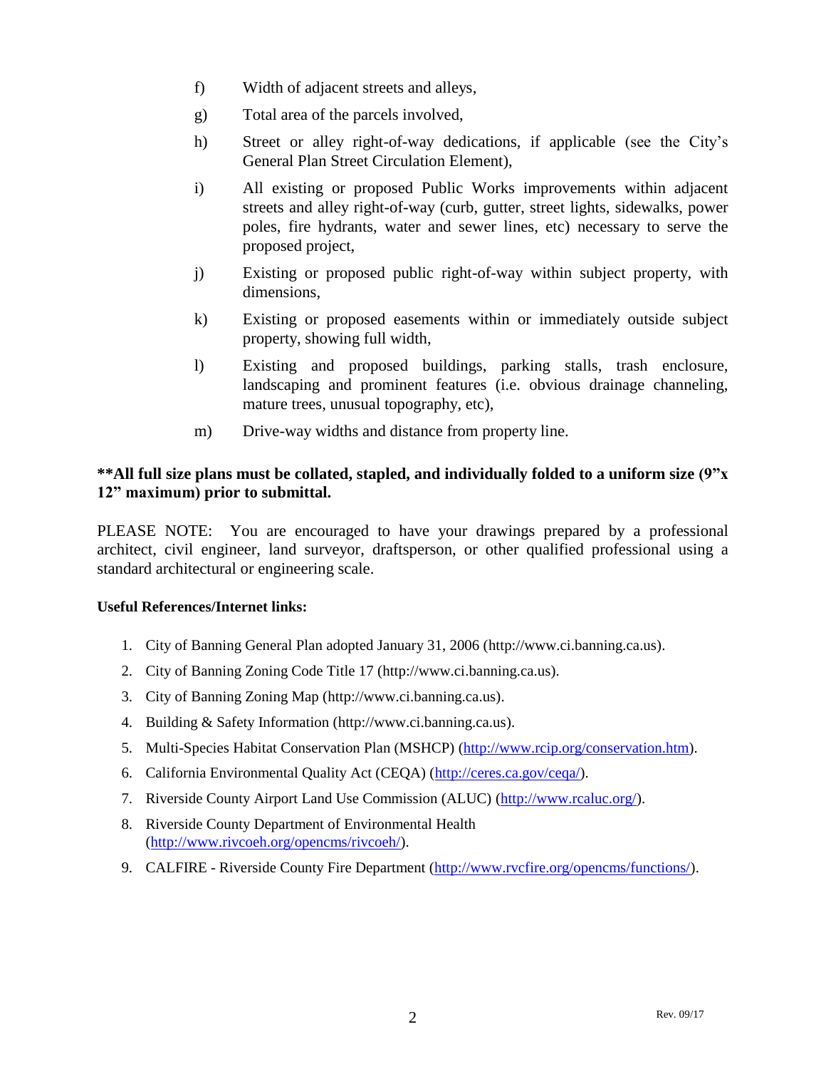f) Width of adjacent streets and alleys,

g) Total area of the parcels involved,

h) Street or alley right-of-way dedications, if applicable (see the City's General Plan Street Circulation Element),

i) All existing or proposed Public Works improvements within adjacent streets and alley right-of-way (curb, gutter, street lights, sidewalks, power poles, fire hydrants, water and sewer lines, etc) necessary to serve the proposed project,

j) Existing or proposed public right-of-way within subject property, with dimensions,

k) Existing or proposed easements within or immediately outside subject property, showing full width,

l) Existing and proposed buildings, parking stalls, trash enclosure, landscaping and prominent features (i.e. obvious drainage channeling, mature trees, unusual topography, etc),

m) Drive-way widths and distance from property line.

****All full size plans must be collated, stapled, and individually folded to a uniform size (9"x 12" maximum) prior to submittal.**

PLEASE NOTE: You are encouraged to have your drawings prepared by a professional architect, civil engineer, land surveyor, draftsperson, or other qualified professional using a standard architectural or engineering scale.

**Useful References/Internet links:**

1. City of Banning General Plan adopted January 31, 2006 (http://www.ci.banning.ca.us).
2. City of Banning Zoning Code Title 17 (http://www.ci.banning.ca.us).
3. City of Banning Zoning Map (http://www.ci.banning.ca.us).
4. Building & Safety Information (http://www.ci.banning.ca.us).
5. Multi-Species Habitat Conservation Plan (MSHCP) (http://www.rcip.org/conservation.htm).
6. California Environmental Quality Act (CEQA) (http://ceres.ca.gov/ceqa/).
7. Riverside County Airport Land Use Commission (ALUC) (http://www.rcaluc.org/).
8. Riverside County Department of Environmental Health (http://www.rivcoeh.org/opencms/rivcoeh/).
9. CALFIRE - Riverside County Fire Department (http://www.rvcfire.org/opencms/functions/).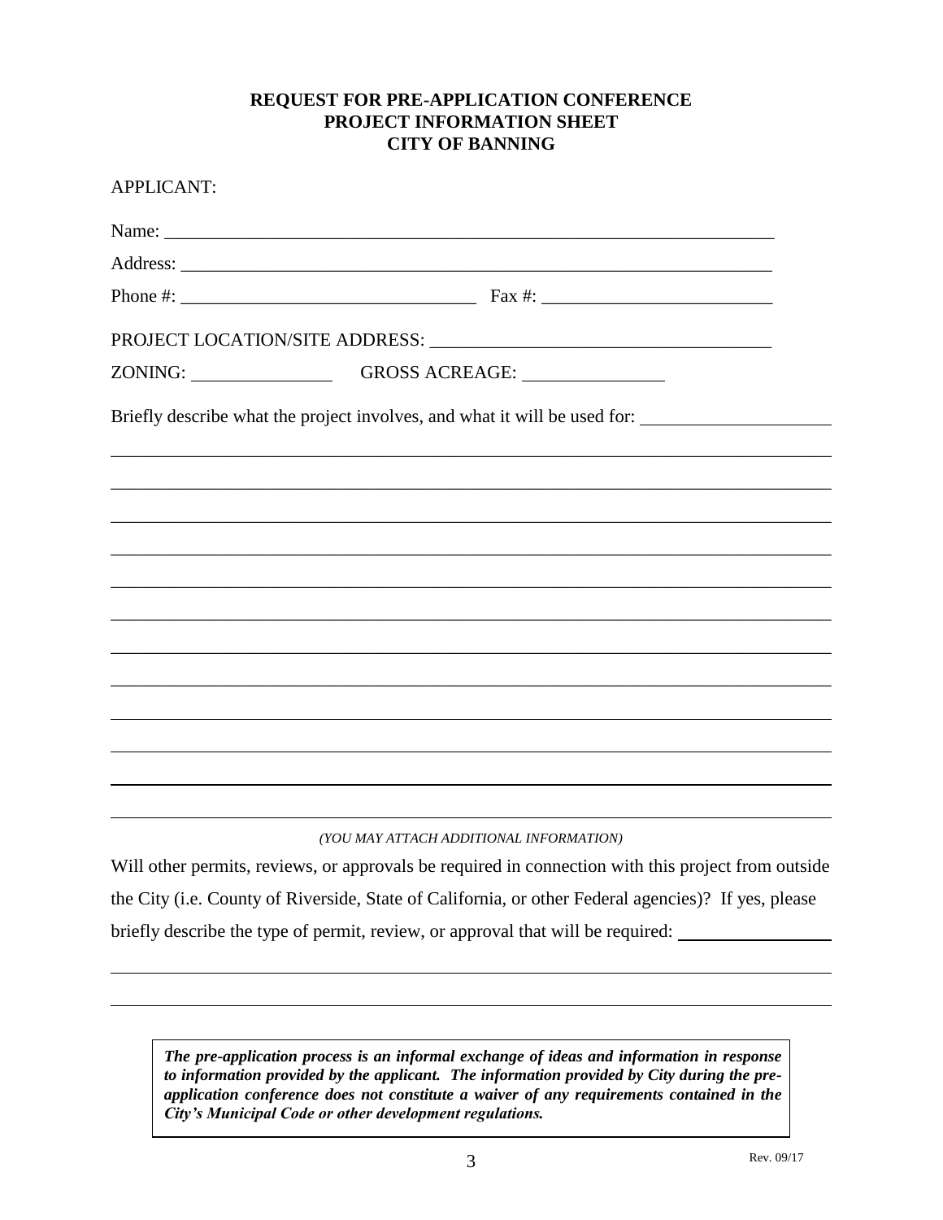**REQUEST FOR PRE-APPLICATION CONFERENCE**
**PROJECT INFORMATION SHEET**
**CITY OF BANNING**

APPLICANT:

Name: ___________________________________________________________________

Address: _________________________________________________________________

Phone #: ______________________________ Fax #: _______________________

PROJECT LOCATION/SITE ADDRESS: __________________________________

ZONING: ______________ GROSS ACREAGE: ______________

Briefly describe what the project involves, and what it will be used for: ___________________

_________________________________________________________________________

_________________________________________________________________________

_________________________________________________________________________

_________________________________________________________________________

_________________________________________________________________________

_________________________________________________________________________

_________________________________________________________________________

_________________________________________________________________________

_________________________________________________________________________

_________________________________________________________________________

_________________________________________________________________________

_________________________________________________________________________

*(YOU MAY ATTACH ADDITIONAL INFORMATION)*

Will other permits, reviews, or approvals be required in connection with this project from outside the City (i.e. County of Riverside, State of California, or other Federal agencies)? If yes, please briefly describe the type of permit, review, or approval that will be required: _______________

_________________________________________________________________________

_________________________________________________________________________

***The pre-application process is an informal exchange of ideas and information in response to information provided by the applicant. The information provided by City during the pre-application conference does not constitute a waiver of any requirements contained in the City's Municipal Code or other development regulations.***

Rev. 09/17